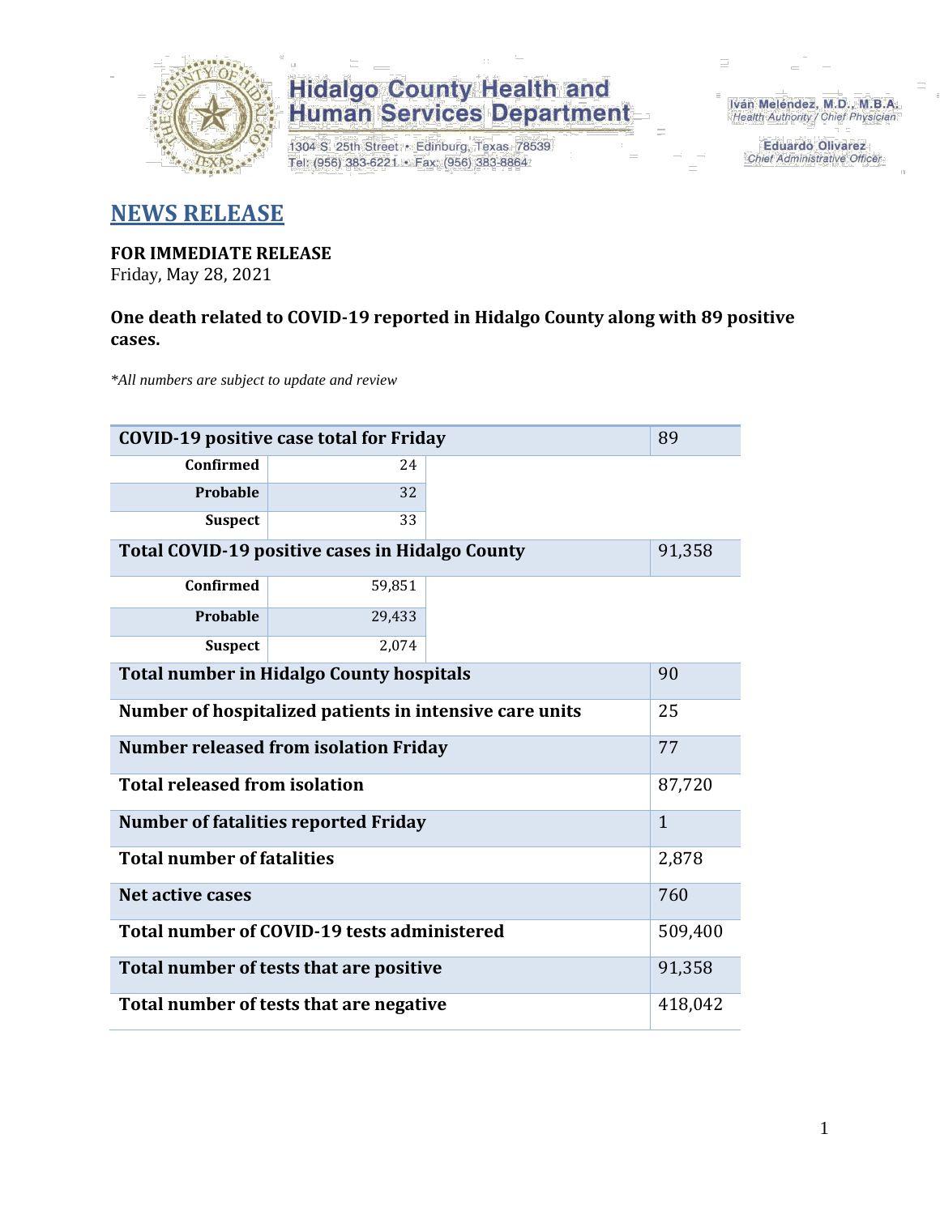Hidalgo County Health and Human Services Department

1304 S. 25th Street • Edinburg, Texas 78539
Tel: (956) 383-6221 • Fax: (956) 383-8864

Iván Meléndez, M.D., M.B.A.
Health Authority / Chief Physician

Eduardo Olivarez
Chief Administrative Officer

# NEWS RELEASE

**FOR IMMEDIATE RELEASE**
Friday, May 28, 2021

**One death related to COVID-19 reported in Hidalgo County along with 89 positive cases.**

*\*All numbers are subject to update and review*

| COVID-19 positive case total for Friday | | 89 |
|---|---|---|
| Confirmed | 24 | |
| Probable | 32 | |
| Suspect | 33 | |
| **Total COVID-19 positive cases in Hidalgo County** | | 91,358 |
| Confirmed | 59,851 | |
| Probable | 29,433 | |
| Suspect | 2,074 | |
| **Total number in Hidalgo County hospitals** | | 90 |
| **Number of hospitalized patients in intensive care units** | | 25 |
| **Number released from isolation Friday** | | 77 |
| **Total released from isolation** | | 87,720 |
| **Number of fatalities reported Friday** | | 1 |
| **Total number of fatalities** | | 2,878 |
| **Net active cases** | | 760 |
| **Total number of COVID-19 tests administered** | | 509,400 |
| **Total number of tests that are positive** | | 91,358 |
| **Total number of tests that are negative** | | 418,042 |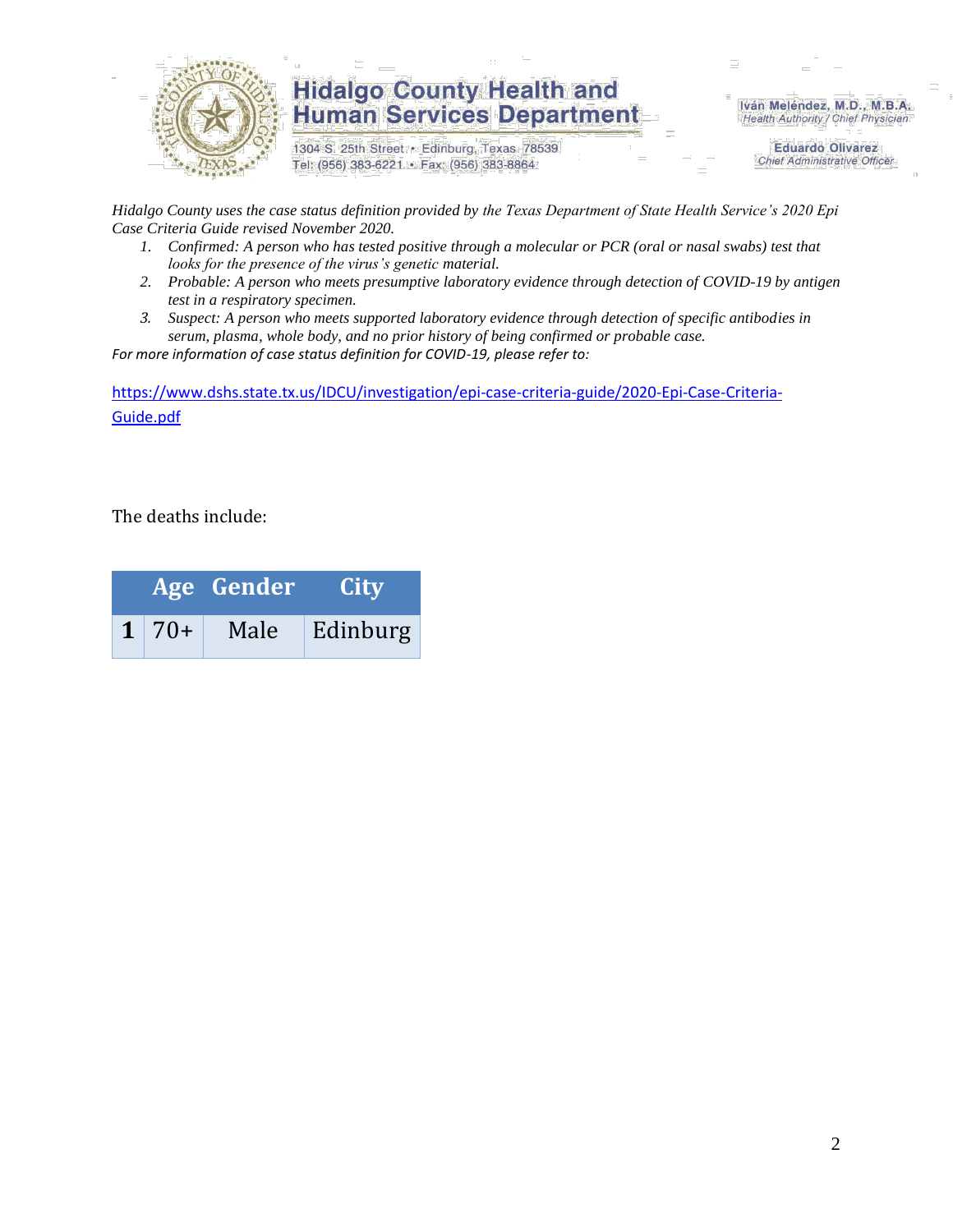*Hidalgo County uses the case status definition provided by the Texas Department of State Health Service's 2020 Epi Case Criteria Guide revised November 2020.*

1. *Confirmed: A person who has tested positive through a molecular or PCR (oral or nasal swabs) test that looks for the presence of the virus's genetic material.*
2. *Probable: A person who meets presumptive laboratory evidence through detection of COVID-19 by antigen test in a respiratory specimen.*
3. *Suspect: A person who meets supported laboratory evidence through detection of specific antibodies in serum, plasma, whole body, and no prior history of being confirmed or probable case.*

*For more information of case status definition for COVID-19, please refer to:*

https://www.dshs.state.tx.us/IDCU/investigation/epi-case-criteria-guide/2020-Epi-Case-Criteria-Guide.pdf

The deaths include:

| | Age | Gender | City |
|---|---|---|---|
| **1** | 70+ | Male | Edinburg |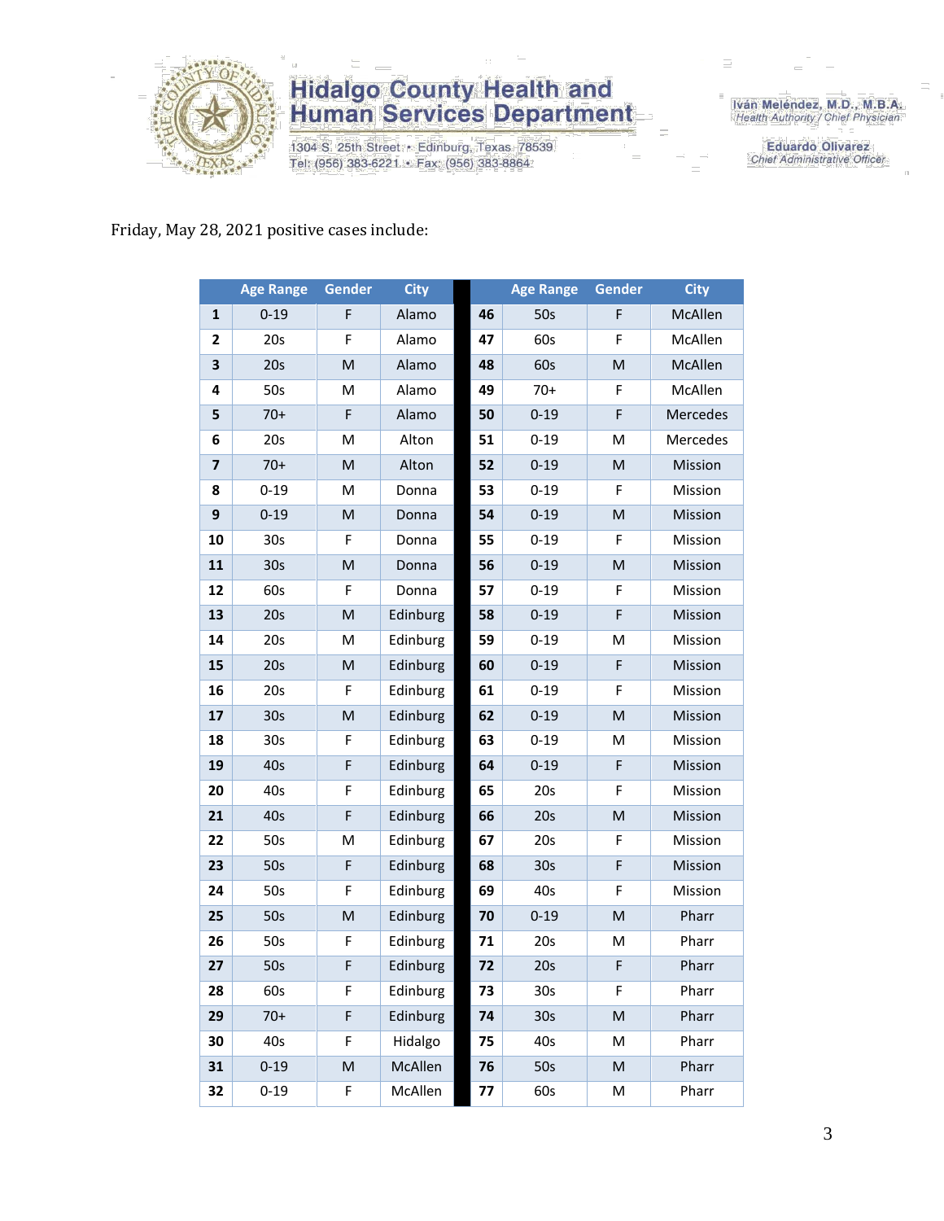# Hidalgo County Health and Human Services Department

1304 S. 25th Street • Edinburg, Texas 78539
Tel: (956) 383-6221 • Fax: (956) 383-8864

Iván Meléndez, M.D., M.B.A.
*Health Authority / Chief Physician*

Eduardo Olivarez
*Chief Administrative Officer*

Friday, May 28, 2021 positive cases include:

| | Age Range | Gender | City | | Age Range | Gender | City |
|---|---|---|---|---|---|---|---|
| **1** | 0-19 | F | Alamo | **46** | 50s | F | McAllen |
| **2** | 20s | F | Alamo | **47** | 60s | F | McAllen |
| **3** | 20s | M | Alamo | **48** | 60s | M | McAllen |
| **4** | 50s | M | Alamo | **49** | 70+ | F | McAllen |
| **5** | 70+ | F | Alamo | **50** | 0-19 | F | Mercedes |
| **6** | 20s | M | Alton | **51** | 0-19 | M | Mercedes |
| **7** | 70+ | M | Alton | **52** | 0-19 | M | Mission |
| **8** | 0-19 | M | Donna | **53** | 0-19 | F | Mission |
| **9** | 0-19 | M | Donna | **54** | 0-19 | M | Mission |
| **10** | 30s | F | Donna | **55** | 0-19 | F | Mission |
| **11** | 30s | M | Donna | **56** | 0-19 | M | Mission |
| **12** | 60s | F | Donna | **57** | 0-19 | F | Mission |
| **13** | 20s | M | Edinburg | **58** | 0-19 | F | Mission |
| **14** | 20s | M | Edinburg | **59** | 0-19 | M | Mission |
| **15** | 20s | M | Edinburg | **60** | 0-19 | F | Mission |
| **16** | 20s | F | Edinburg | **61** | 0-19 | F | Mission |
| **17** | 30s | M | Edinburg | **62** | 0-19 | M | Mission |
| **18** | 30s | F | Edinburg | **63** | 0-19 | M | Mission |
| **19** | 40s | F | Edinburg | **64** | 0-19 | F | Mission |
| **20** | 40s | F | Edinburg | **65** | 20s | F | Mission |
| **21** | 40s | F | Edinburg | **66** | 20s | M | Mission |
| **22** | 50s | M | Edinburg | **67** | 20s | F | Mission |
| **23** | 50s | F | Edinburg | **68** | 30s | F | Mission |
| **24** | 50s | F | Edinburg | **69** | 40s | F | Mission |
| **25** | 50s | M | Edinburg | **70** | 0-19 | M | Pharr |
| **26** | 50s | F | Edinburg | **71** | 20s | M | Pharr |
| **27** | 50s | F | Edinburg | **72** | 20s | F | Pharr |
| **28** | 60s | F | Edinburg | **73** | 30s | F | Pharr |
| **29** | 70+ | F | Edinburg | **74** | 30s | M | Pharr |
| **30** | 40s | F | Hidalgo | **75** | 40s | M | Pharr |
| **31** | 0-19 | M | McAllen | **76** | 50s | M | Pharr |
| **32** | 0-19 | F | McAllen | **77** | 60s | M | Pharr |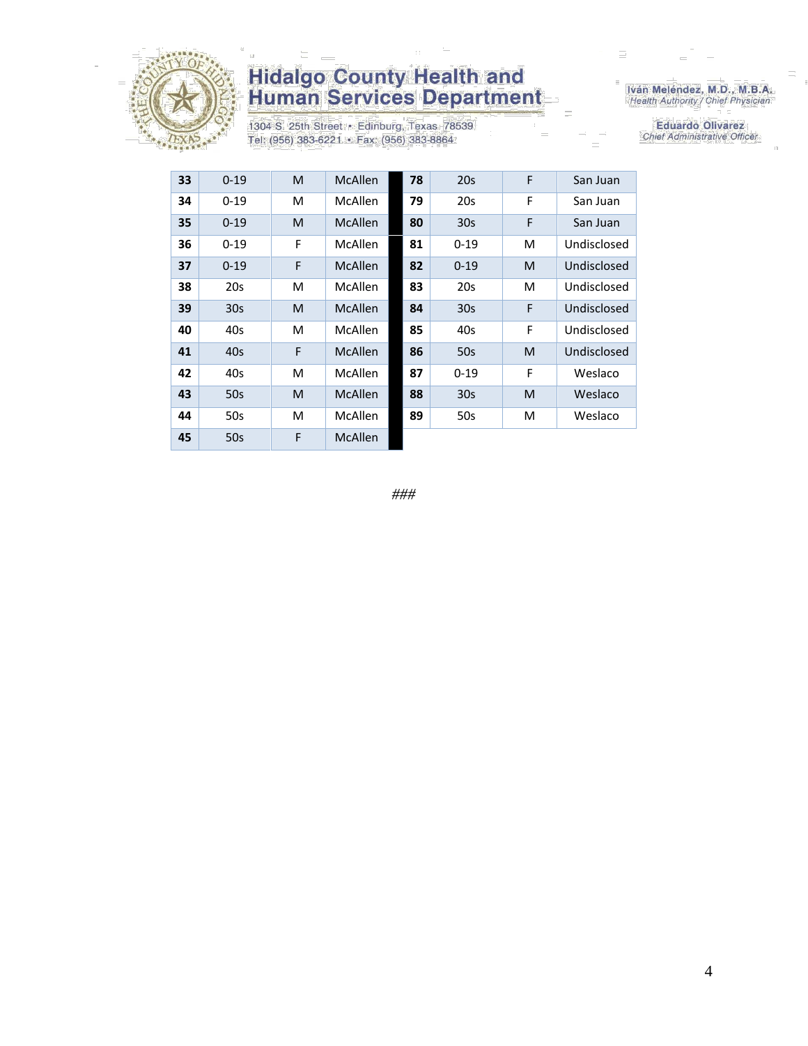| | | | | | | | |
|---|---|---|---|---|---|---|---|
| **33** | 0-19 | M | McAllen | **78** | 20s | F | San Juan |
| **34** | 0-19 | M | McAllen | **79** | 20s | F | San Juan |
| **35** | 0-19 | M | McAllen | **80** | 30s | F | San Juan |
| **36** | 0-19 | F | McAllen | **81** | 0-19 | M | Undisclosed |
| **37** | 0-19 | F | McAllen | **82** | 0-19 | M | Undisclosed |
| **38** | 20s | M | McAllen | **83** | 20s | M | Undisclosed |
| **39** | 30s | M | McAllen | **84** | 30s | F | Undisclosed |
| **40** | 40s | M | McAllen | **85** | 40s | F | Undisclosed |
| **41** | 40s | F | McAllen | **86** | 50s | M | Undisclosed |
| **42** | 40s | M | McAllen | **87** | 0-19 | F | Weslaco |
| **43** | 50s | M | McAllen | **88** | 30s | M | Weslaco |
| **44** | 50s | M | McAllen | **89** | 50s | M | Weslaco |
| **45** | 50s | F | McAllen | | | | |

###